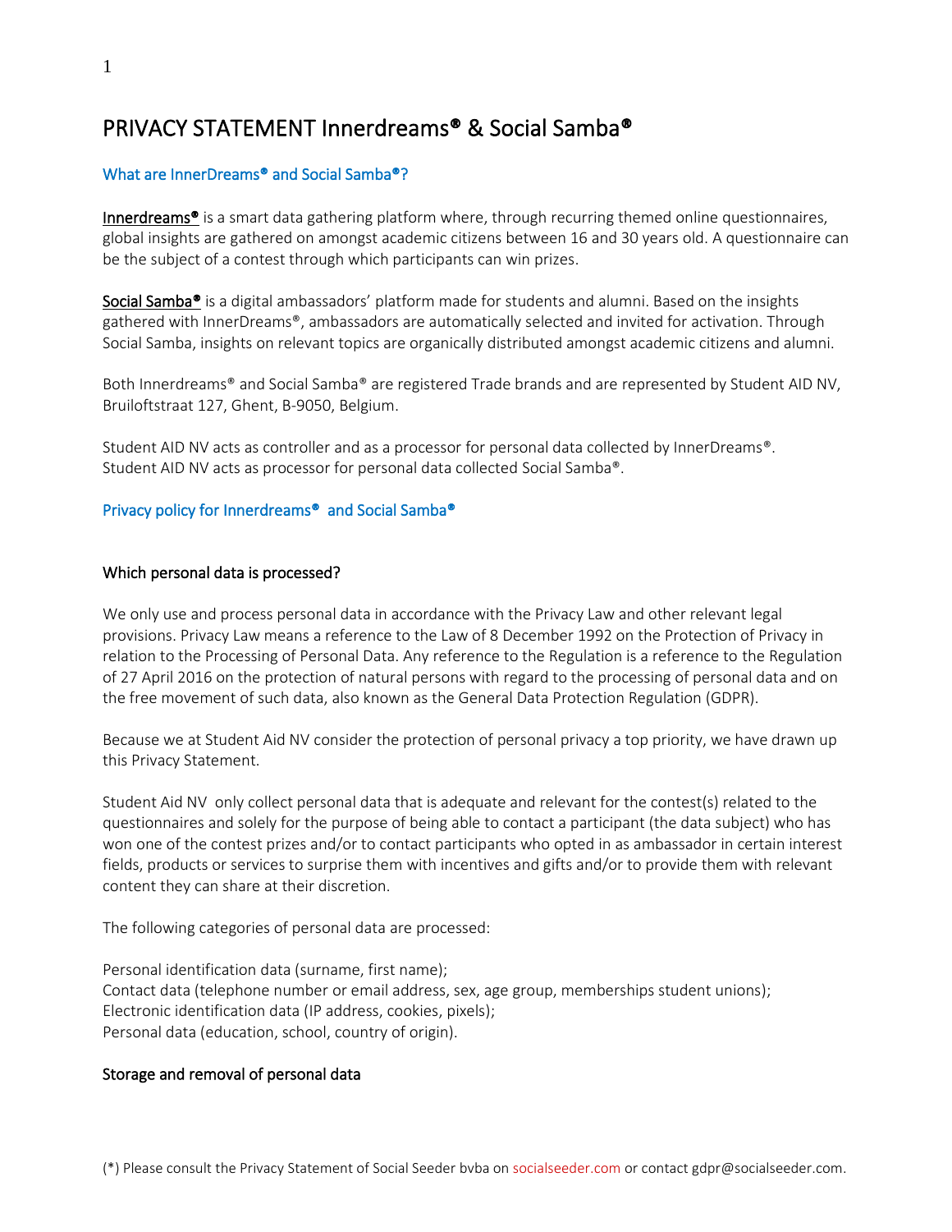# PRIVACY STATEMENT Innerdreams® & Social Samba®

## What are InnerDreams® and Social Samba®?

Innerdreams® is a smart data gathering platform where, through recurring themed online questionnaires, global insights are gathered on amongst academic citizens between 16 and 30 years old. A questionnaire can be the subject of a contest through which participants can win prizes.

Social Samba® is a digital ambassadors' platform made for students and alumni. Based on the insights gathered with InnerDreams®, ambassadors are automatically selected and invited for activation. Through Social Samba, insights on relevant topics are organically distributed amongst academic citizens and alumni.

Both Innerdreams® and Social Samba® are registered Trade brands and are represented by Student AID NV, Bruiloftstraat 127, Ghent, B-9050, Belgium.

Student AID NV acts as controller and as a processor for personal data collected by InnerDreams®. Student AID NV acts as processor for personal data collected Social Samba®.

## Privacy policy for Innerdreams® and Social Samba®

### Which personal data is processed?

We only use and process personal data in accordance with the Privacy Law and other relevant legal provisions. Privacy Law means a reference to the Law of 8 December 1992 on the Protection of Privacy in relation to the Processing of Personal Data. Any reference to the Regulation is a reference to the Regulation of 27 April 2016 on the protection of natural persons with regard to the processing of personal data and on the free movement of such data, also known as the General Data Protection Regulation (GDPR).

Because we at Student Aid NV consider the protection of personal privacy a top priority, we have drawn up this Privacy Statement.

Student Aid NV only collect personal data that is adequate and relevant for the contest(s) related to the questionnaires and solely for the purpose of being able to contact a participant (the data subject) who has won one of the contest prizes and/or to contact participants who opted in as ambassador in certain interest fields, products or services to surprise them with incentives and gifts and/or to provide them with relevant content they can share at their discretion.

The following categories of personal data are processed:

Personal identification data (surname, first name);
Contact data (telephone number or email address, sex, age group, memberships student unions);
Electronic identification data (IP address, cookies, pixels);
Personal data (education, school, country of origin).

### Storage and removal of personal data

(*) Please consult the Privacy Statement of Social Seeder bvba on socialseeder.com or contact gdpr@socialseeder.com.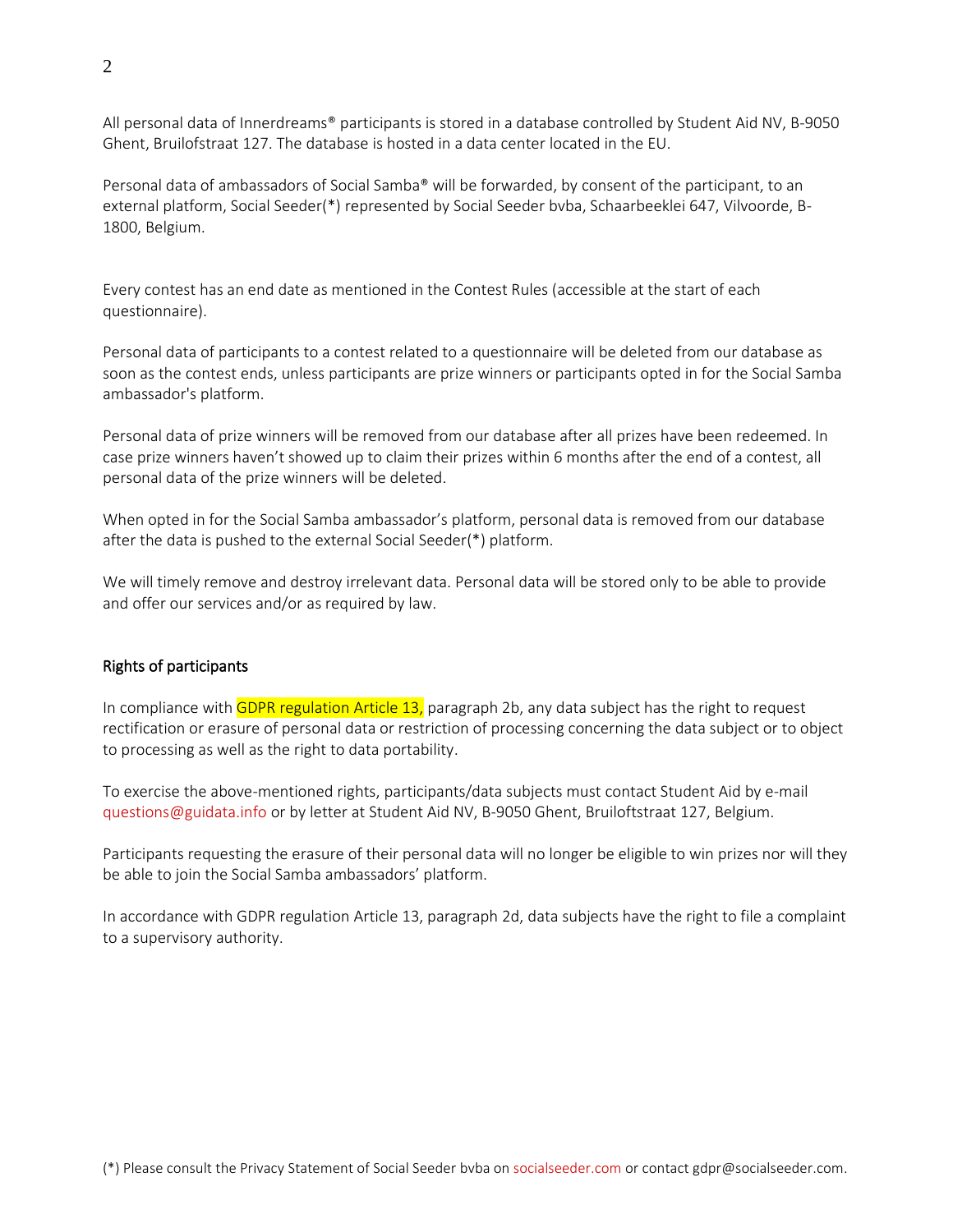All personal data of Innerdreams® participants is stored in a database controlled by Student Aid NV, B-9050 Ghent, Bruilofstraat 127. The database is hosted in a data center located in the EU.

Personal data of ambassadors of Social Samba® will be forwarded, by consent of the participant, to an external platform, Social Seeder(*) represented by Social Seeder bvba, Schaarbeeklei 647, Vilvoorde, B-1800, Belgium.

Every contest has an end date as mentioned in the Contest Rules (accessible at the start of each questionnaire).

Personal data of participants to a contest related to a questionnaire will be deleted from our database as soon as the contest ends, unless participants are prize winners or participants opted in for the Social Samba ambassador's platform.

Personal data of prize winners will be removed from our database after all prizes have been redeemed. In case prize winners haven't showed up to claim their prizes within 6 months after the end of a contest, all personal data of the prize winners will be deleted.

When opted in for the Social Samba ambassador's platform, personal data is removed from our database after the data is pushed to the external Social Seeder(*) platform.

We will timely remove and destroy irrelevant data. Personal data will be stored only to be able to provide and offer our services and/or as required by law.

## Rights of participants

In compliance with GDPR regulation Article 13, paragraph 2b, any data subject has the right to request rectification or erasure of personal data or restriction of processing concerning the data subject or to object to processing as well as the right to data portability.

To exercise the above-mentioned rights, participants/data subjects must contact Student Aid by e-mail questions@guidata.info or by letter at Student Aid NV, B-9050 Ghent, Bruiloftstraat 127, Belgium.

Participants requesting the erasure of their personal data will no longer be eligible to win prizes nor will they be able to join the Social Samba ambassadors' platform.

In accordance with GDPR regulation Article 13, paragraph 2d, data subjects have the right to file a complaint to a supervisory authority.

(*) Please consult the Privacy Statement of Social Seeder bvba on socialseeder.com or contact gdpr@socialseeder.com.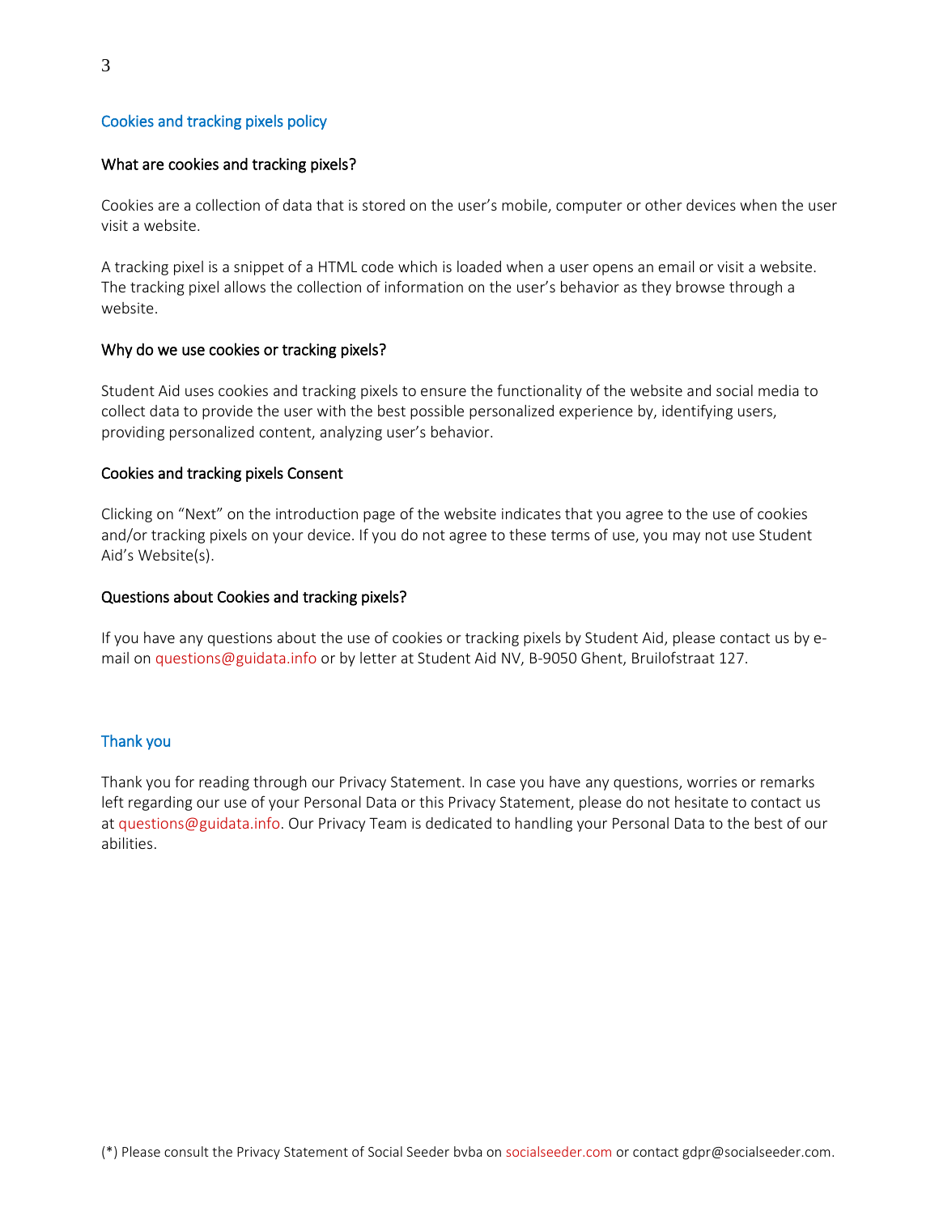## Cookies and tracking pixels policy

### What are cookies and tracking pixels?

Cookies are a collection of data that is stored on the user's mobile, computer or other devices when the user visit a website.

A tracking pixel is a snippet of a HTML code which is loaded when a user opens an email or visit a website. The tracking pixel allows the collection of information on the user's behavior as they browse through a website.

### Why do we use cookies or tracking pixels?

Student Aid uses cookies and tracking pixels to ensure the functionality of the website and social media to collect data to provide the user with the best possible personalized experience by, identifying users, providing personalized content, analyzing user's behavior.

### Cookies and tracking pixels Consent

Clicking on "Next" on the introduction page of the website indicates that you agree to the use of cookies and/or tracking pixels on your device. If you do not agree to these terms of use, you may not use Student Aid's Website(s).

### Questions about Cookies and tracking pixels?

If you have any questions about the use of cookies or tracking pixels by Student Aid, please contact us by e-mail on questions@guidata.info or by letter at Student Aid NV, B-9050 Ghent, Bruilofstraat 127.

## Thank you

Thank you for reading through our Privacy Statement. In case you have any questions, worries or remarks left regarding our use of your Personal Data or this Privacy Statement, please do not hesitate to contact us at questions@guidata.info. Our Privacy Team is dedicated to handling your Personal Data to the best of our abilities.

(*) Please consult the Privacy Statement of Social Seeder bvba on socialseeder.com or contact gdpr@socialseeder.com.